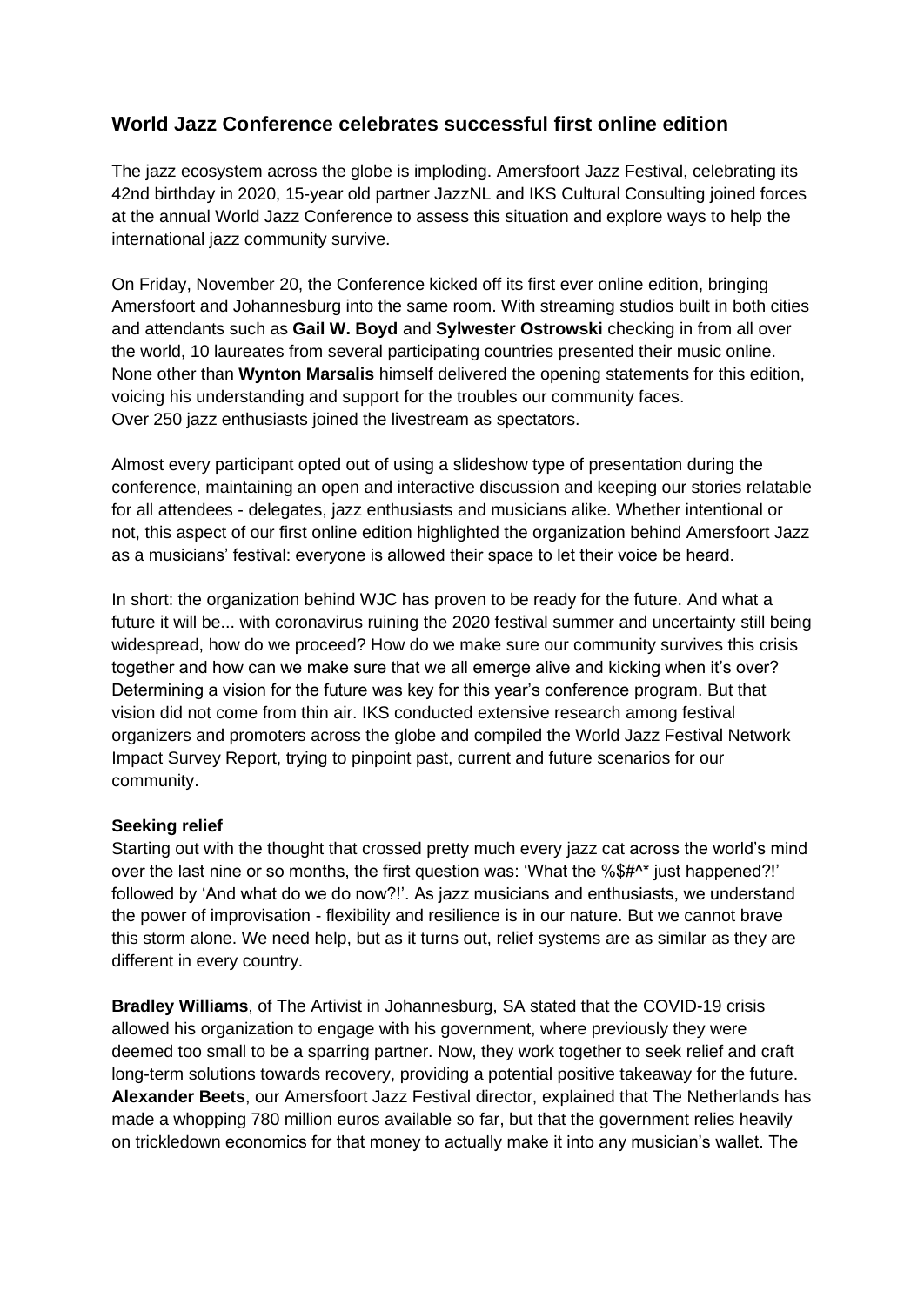## World Jazz Conference celebrates successful first online edition

The jazz ecosystem across the globe is imploding. Amersfoort Jazz Festival, celebrating its 42nd birthday in 2020, 15-year old partner JazzNL and IKS Cultural Consulting joined forces at the annual World Jazz Conference to assess this situation and explore ways to help the international jazz community survive.

On Friday, November 20, the Conference kicked off its first ever online edition, bringing Amersfoort and Johannesburg into the same room. With streaming studios built in both cities and attendants such as **Gail W. Boyd** and **Sylwester Ostrowski** checking in from all over the world, 10 laureates from several participating countries presented their music online. None other than **Wynton Marsalis** himself delivered the opening statements for this edition, voicing his understanding and support for the troubles our community faces.
Over 250 jazz enthusiasts joined the livestream as spectators.

Almost every participant opted out of using a slideshow type of presentation during the conference, maintaining an open and interactive discussion and keeping our stories relatable for all attendees - delegates, jazz enthusiasts and musicians alike. Whether intentional or not, this aspect of our first online edition highlighted the organization behind Amersfoort Jazz as a musicians' festival: everyone is allowed their space to let their voice be heard.

In short: the organization behind WJC has proven to be ready for the future. And what a future it will be... with coronavirus ruining the 2020 festival summer and uncertainty still being widespread, how do we proceed? How do we make sure our community survives this crisis together and how can we make sure that we all emerge alive and kicking when it's over? Determining a vision for the future was key for this year's conference program. But that vision did not come from thin air. IKS conducted extensive research among festival organizers and promoters across the globe and compiled the World Jazz Festival Network Impact Survey Report, trying to pinpoint past, current and future scenarios for our community.

**Seeking relief**
Starting out with the thought that crossed pretty much every jazz cat across the world's mind over the last nine or so months, the first question was: 'What the %$#^* just happened?!' followed by 'And what do we do now?!'. As jazz musicians and enthusiasts, we understand the power of improvisation - flexibility and resilience is in our nature. But we cannot brave this storm alone. We need help, but as it turns out, relief systems are as similar as they are different in every country.

**Bradley Williams**, of The Artivist in Johannesburg, SA stated that the COVID-19 crisis allowed his organization to engage with his government, where previously they were deemed too small to be a sparring partner. Now, they work together to seek relief and craft long-term solutions towards recovery, providing a potential positive takeaway for the future. **Alexander Beets**, our Amersfoort Jazz Festival director, explained that The Netherlands has made a whopping 780 million euros available so far, but that the government relies heavily on trickledown economics for that money to actually make it into any musician's wallet. The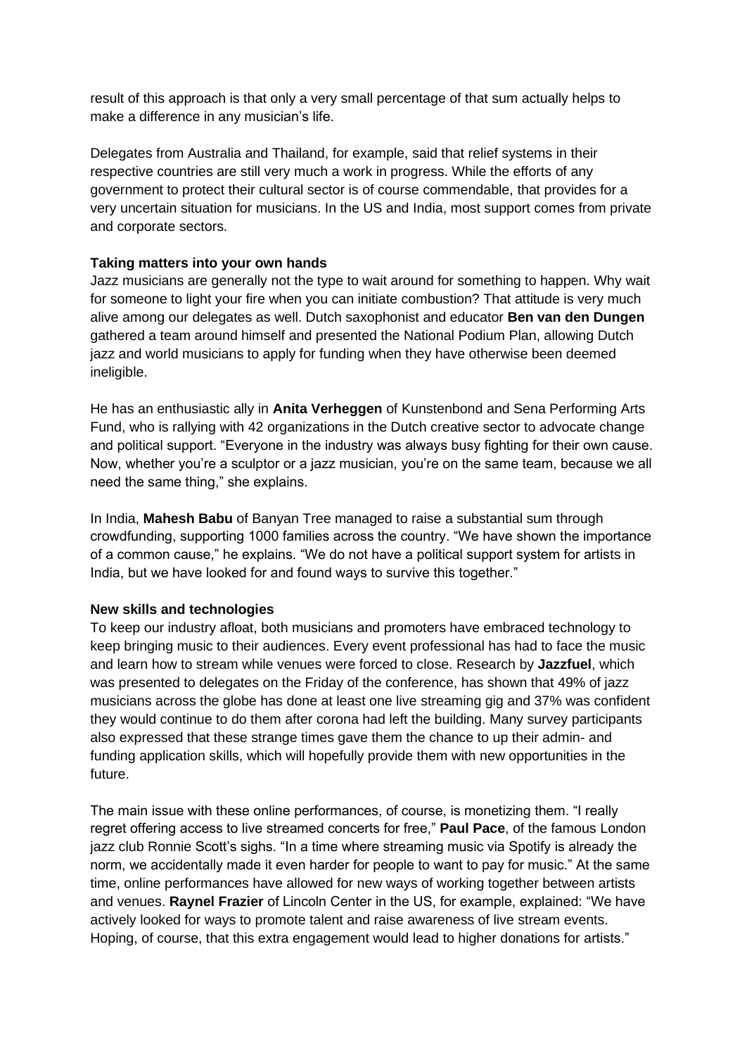result of this approach is that only a very small percentage of that sum actually helps to make a difference in any musician's life.

Delegates from Australia and Thailand, for example, said that relief systems in their respective countries are still very much a work in progress. While the efforts of any government to protect their cultural sector is of course commendable, that provides for a very uncertain situation for musicians. In the US and India, most support comes from private and corporate sectors.

**Taking matters into your own hands**

Jazz musicians are generally not the type to wait around for something to happen. Why wait for someone to light your fire when you can initiate combustion? That attitude is very much alive among our delegates as well. Dutch saxophonist and educator **Ben van den Dungen** gathered a team around himself and presented the National Podium Plan, allowing Dutch jazz and world musicians to apply for funding when they have otherwise been deemed ineligible.

He has an enthusiastic ally in **Anita Verheggen** of Kunstenbond and Sena Performing Arts Fund, who is rallying with 42 organizations in the Dutch creative sector to advocate change and political support. "Everyone in the industry was always busy fighting for their own cause. Now, whether you're a sculptor or a jazz musician, you're on the same team, because we all need the same thing," she explains.

In India, **Mahesh Babu** of Banyan Tree managed to raise a substantial sum through crowdfunding, supporting 1000 families across the country. "We have shown the importance of a common cause," he explains. "We do not have a political support system for artists in India, but we have looked for and found ways to survive this together."

**New skills and technologies**

To keep our industry afloat, both musicians and promoters have embraced technology to keep bringing music to their audiences. Every event professional has had to face the music and learn how to stream while venues were forced to close. Research by **Jazzfuel**, which was presented to delegates on the Friday of the conference, has shown that 49% of jazz musicians across the globe has done at least one live streaming gig and 37% was confident they would continue to do them after corona had left the building. Many survey participants also expressed that these strange times gave them the chance to up their admin- and funding application skills, which will hopefully provide them with new opportunities in the future.

The main issue with these online performances, of course, is monetizing them. "I really regret offering access to live streamed concerts for free," **Paul Pace**, of the famous London jazz club Ronnie Scott's sighs. "In a time where streaming music via Spotify is already the norm, we accidentally made it even harder for people to want to pay for music." At the same time, online performances have allowed for new ways of working together between artists and venues. **Raynel Frazier** of Lincoln Center in the US, for example, explained: "We have actively looked for ways to promote talent and raise awareness of live stream events. Hoping, of course, that this extra engagement would lead to higher donations for artists."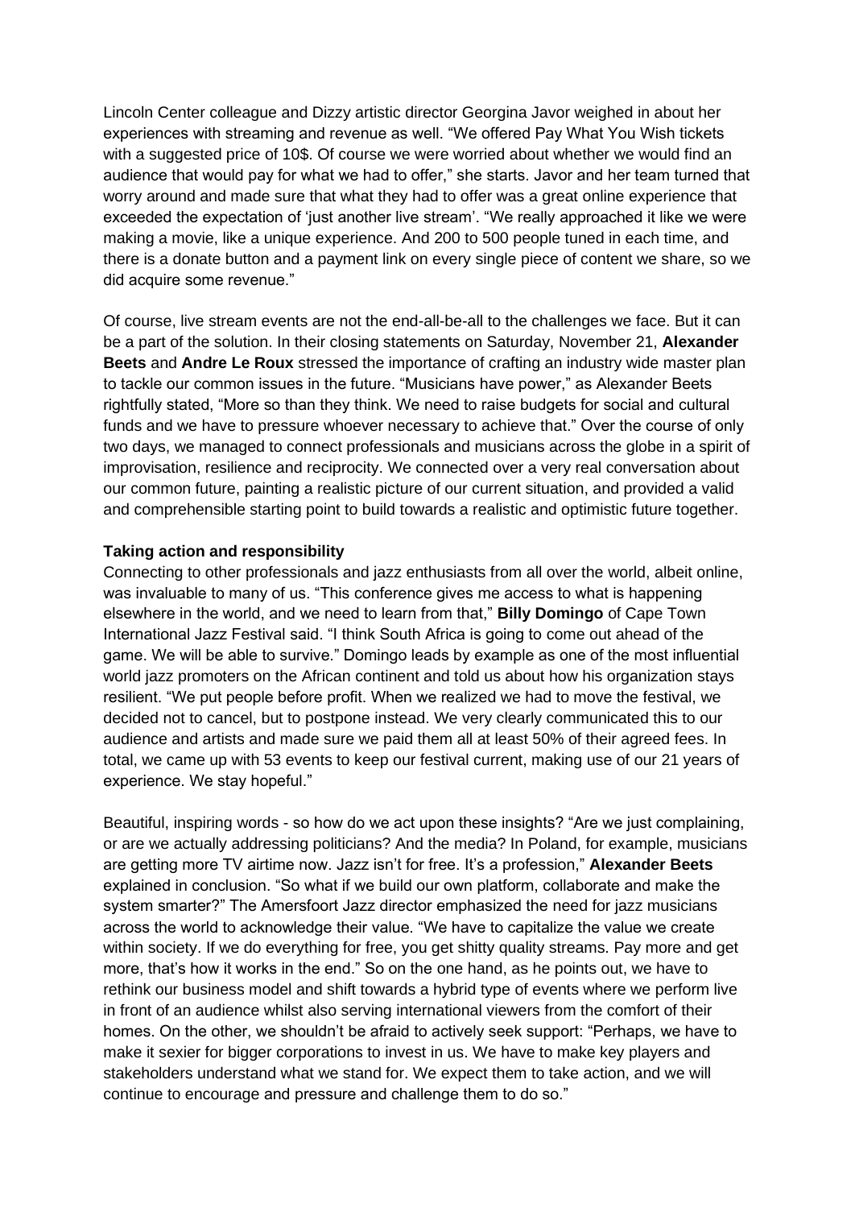Lincoln Center colleague and Dizzy artistic director Georgina Javor weighed in about her experiences with streaming and revenue as well. “We offered Pay What You Wish tickets with a suggested price of 10$. Of course we were worried about whether we would find an audience that would pay for what we had to offer,” she starts. Javor and her team turned that worry around and made sure that what they had to offer was a great online experience that exceeded the expectation of ‘just another live stream’. “We really approached it like we were making a movie, like a unique experience. And 200 to 500 people tuned in each time, and there is a donate button and a payment link on every single piece of content we share, so we did acquire some revenue.”

Of course, live stream events are not the end-all-be-all to the challenges we face. But it can be a part of the solution. In their closing statements on Saturday, November 21, **Alexander Beets** and **Andre Le Roux** stressed the importance of crafting an industry wide master plan to tackle our common issues in the future. “Musicians have power,” as Alexander Beets rightfully stated, “More so than they think. We need to raise budgets for social and cultural funds and we have to pressure whoever necessary to achieve that.” Over the course of only two days, we managed to connect professionals and musicians across the globe in a spirit of improvisation, resilience and reciprocity. We connected over a very real conversation about our common future, painting a realistic picture of our current situation, and provided a valid and comprehensible starting point to build towards a realistic and optimistic future together.

**Taking action and responsibility**

Connecting to other professionals and jazz enthusiasts from all over the world, albeit online, was invaluable to many of us. “This conference gives me access to what is happening elsewhere in the world, and we need to learn from that,” **Billy Domingo** of Cape Town International Jazz Festival said. “I think South Africa is going to come out ahead of the game. We will be able to survive.” Domingo leads by example as one of the most influential world jazz promoters on the African continent and told us about how his organization stays resilient. “We put people before profit. When we realized we had to move the festival, we decided not to cancel, but to postpone instead. We very clearly communicated this to our audience and artists and made sure we paid them all at least 50% of their agreed fees. In total, we came up with 53 events to keep our festival current, making use of our 21 years of experience. We stay hopeful.”

Beautiful, inspiring words - so how do we act upon these insights? “Are we just complaining, or are we actually addressing politicians? And the media? In Poland, for example, musicians are getting more TV airtime now. Jazz isn’t for free. It’s a profession,” **Alexander Beets** explained in conclusion. “So what if we build our own platform, collaborate and make the system smarter?” The Amersfoort Jazz director emphasized the need for jazz musicians across the world to acknowledge their value. “We have to capitalize the value we create within society. If we do everything for free, you get shitty quality streams. Pay more and get more, that’s how it works in the end.” So on the one hand, as he points out, we have to rethink our business model and shift towards a hybrid type of events where we perform live in front of an audience whilst also serving international viewers from the comfort of their homes. On the other, we shouldn’t be afraid to actively seek support: “Perhaps, we have to make it sexier for bigger corporations to invest in us. We have to make key players and stakeholders understand what we stand for. We expect them to take action, and we will continue to encourage and pressure and challenge them to do so.”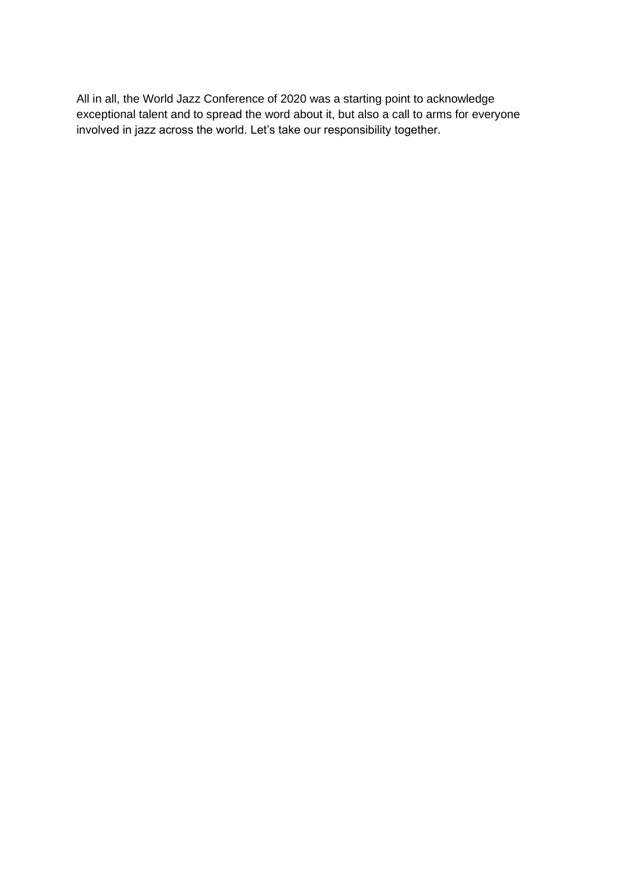All in all, the World Jazz Conference of 2020 was a starting point to acknowledge exceptional talent and to spread the word about it, but also a call to arms for everyone involved in jazz across the world. Let's take our responsibility together.